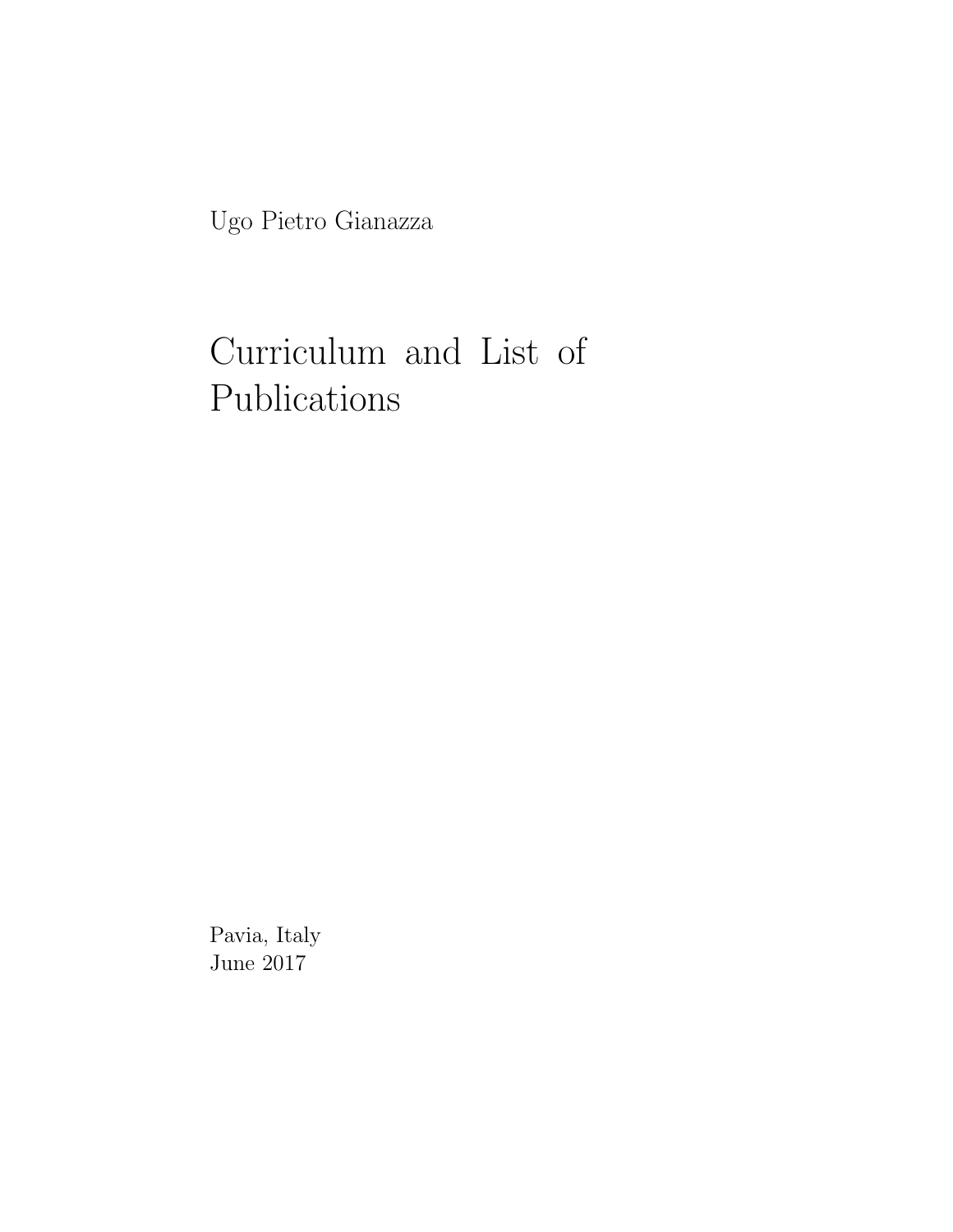Ugo Pietro Gianazza

# Curriculum and List of Publications

Pavia, Italy
June 2017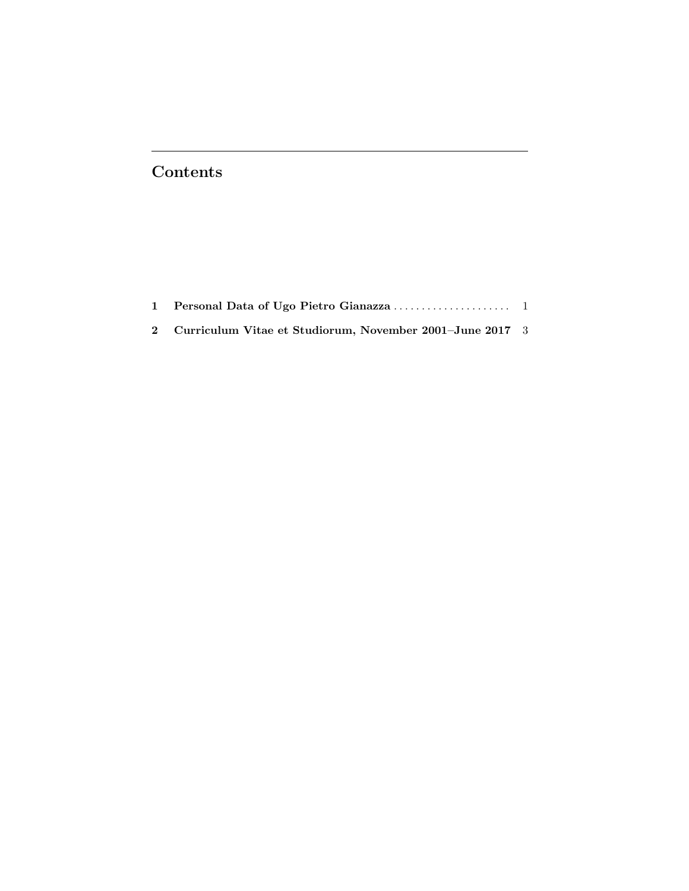# Contents

1 **Personal Data of Ugo Pietro Gianazza** ..................... 1

2 **Curriculum Vitae et Studiorum, November 2001–June 2017** 3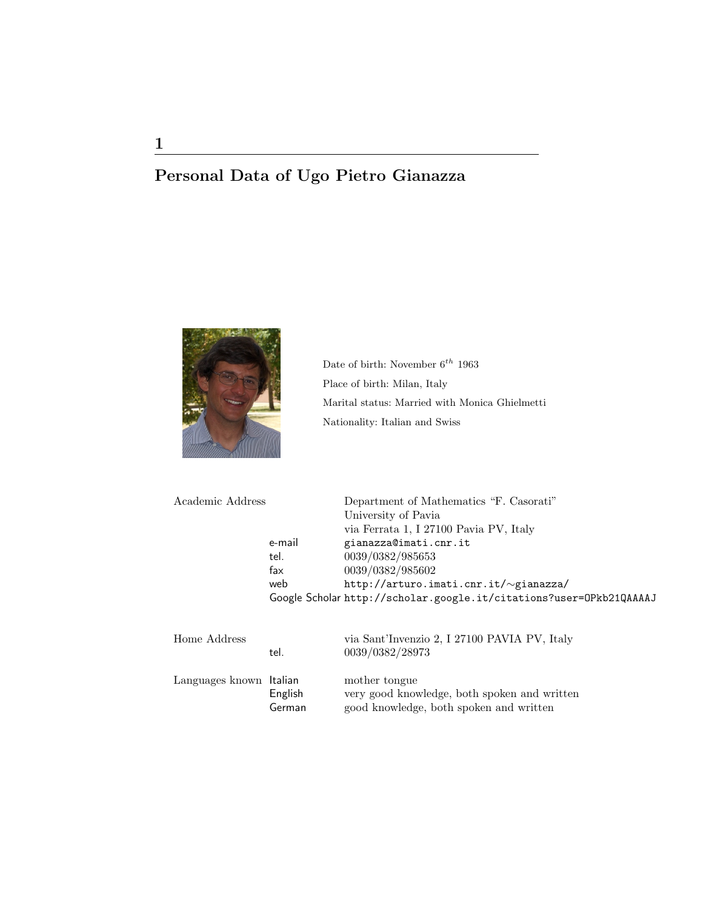# 1

# Personal Data of Ugo Pietro Gianazza

Date of birth: November $6^{th}$ 1963

Place of birth: Milan, Italy

Marital status: Married with Monica Ghielmetti

Nationality: Italian and Swiss

| | | |
|---|---|---|
| Academic Address | | Department of Mathematics "F. Casorati" |
| | | University of Pavia |
| | | via Ferrata 1, I 27100 Pavia PV, Italy |
| | e-mail | gianazza@imati.cnr.it |
| | tel. | 0039/0382/985653 |
| | fax | 0039/0382/985602 |
| | web | http://arturo.imati.cnr.it/∼gianazza/ |
| | Google Scholar | http://scholar.google.it/citations?user=OPkb21QAAAAJ |
| Home Address | | via Sant'Invenzio 2, I 27100 PAVIA PV, Italy |
| | tel. | 0039/0382/28973 |
| Languages known | Italian | mother tongue |
| | English | very good knowledge, both spoken and written |
| | German | good knowledge, both spoken and written |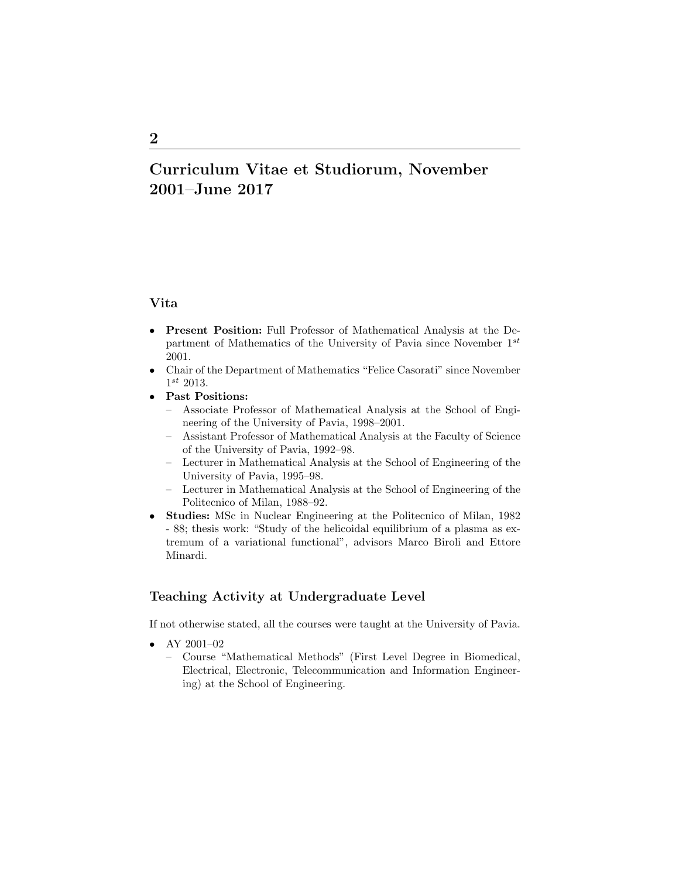# Curriculum Vitae et Studiorum, November 2001–June 2017

## Vita

- **Present Position:** Full Professor of Mathematical Analysis at the Department of Mathematics of the University of Pavia since November $1^{st}$ 2001.
- Chair of the Department of Mathematics "Felice Casorati" since November $1^{st}$ 2013.
- **Past Positions:**
  - Associate Professor of Mathematical Analysis at the School of Engineering of the University of Pavia, 1998–2001.
  - Assistant Professor of Mathematical Analysis at the Faculty of Science of the University of Pavia, 1992–98.
  - Lecturer in Mathematical Analysis at the School of Engineering of the University of Pavia, 1995–98.
  - Lecturer in Mathematical Analysis at the School of Engineering of the Politecnico of Milan, 1988–92.
- **Studies:** MSc in Nuclear Engineering at the Politecnico of Milan, 1982 - 88; thesis work: "Study of the helicoidal equilibrium of a plasma as extremum of a variational functional", advisors Marco Biroli and Ettore Minardi.

## Teaching Activity at Undergraduate Level

If not otherwise stated, all the courses were taught at the University of Pavia.

- AY 2001–02
  - Course "Mathematical Methods" (First Level Degree in Biomedical, Electrical, Electronic, Telecommunication and Information Engineering) at the School of Engineering.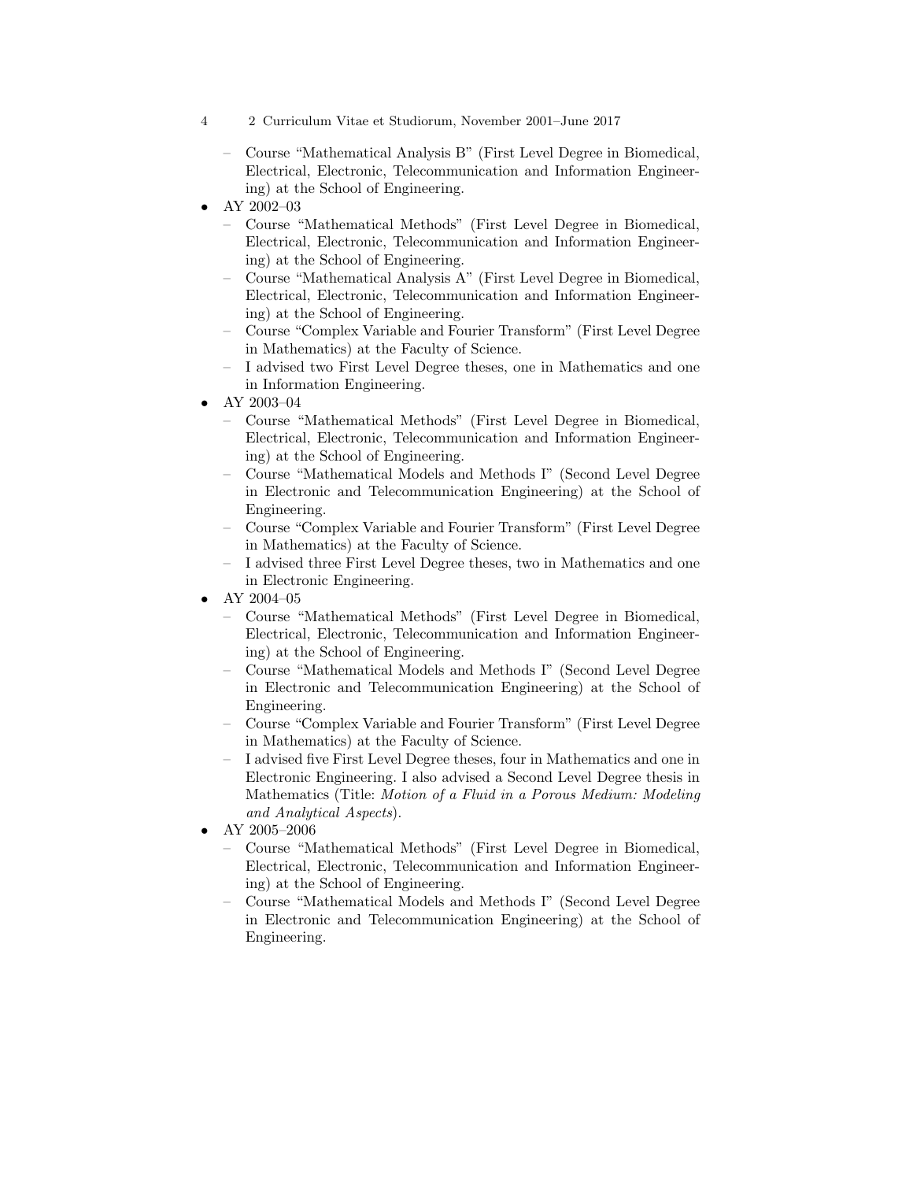- Course “Mathematical Analysis B” (First Level Degree in Biomedical, Electrical, Electronic, Telecommunication and Information Engineering) at the School of Engineering.
- AY 2002–03
  - Course “Mathematical Methods” (First Level Degree in Biomedical, Electrical, Electronic, Telecommunication and Information Engineering) at the School of Engineering.
  - Course “Mathematical Analysis A” (First Level Degree in Biomedical, Electrical, Electronic, Telecommunication and Information Engineering) at the School of Engineering.
  - Course “Complex Variable and Fourier Transform” (First Level Degree in Mathematics) at the Faculty of Science.
  - I advised two First Level Degree theses, one in Mathematics and one in Information Engineering.
- AY 2003–04
  - Course “Mathematical Methods” (First Level Degree in Biomedical, Electrical, Electronic, Telecommunication and Information Engineering) at the School of Engineering.
  - Course “Mathematical Models and Methods I” (Second Level Degree in Electronic and Telecommunication Engineering) at the School of Engineering.
  - Course “Complex Variable and Fourier Transform” (First Level Degree in Mathematics) at the Faculty of Science.
  - I advised three First Level Degree theses, two in Mathematics and one in Electronic Engineering.
- AY 2004–05
  - Course “Mathematical Methods” (First Level Degree in Biomedical, Electrical, Electronic, Telecommunication and Information Engineering) at the School of Engineering.
  - Course “Mathematical Models and Methods I” (Second Level Degree in Electronic and Telecommunication Engineering) at the School of Engineering.
  - Course “Complex Variable and Fourier Transform” (First Level Degree in Mathematics) at the Faculty of Science.
  - I advised five First Level Degree theses, four in Mathematics and one in Electronic Engineering. I also advised a Second Level Degree thesis in Mathematics (Title: *Motion of a Fluid in a Porous Medium: Modeling and Analytical Aspects*).
- AY 2005–2006
  - Course “Mathematical Methods” (First Level Degree in Biomedical, Electrical, Electronic, Telecommunication and Information Engineering) at the School of Engineering.
  - Course “Mathematical Models and Methods I” (Second Level Degree in Electronic and Telecommunication Engineering) at the School of Engineering.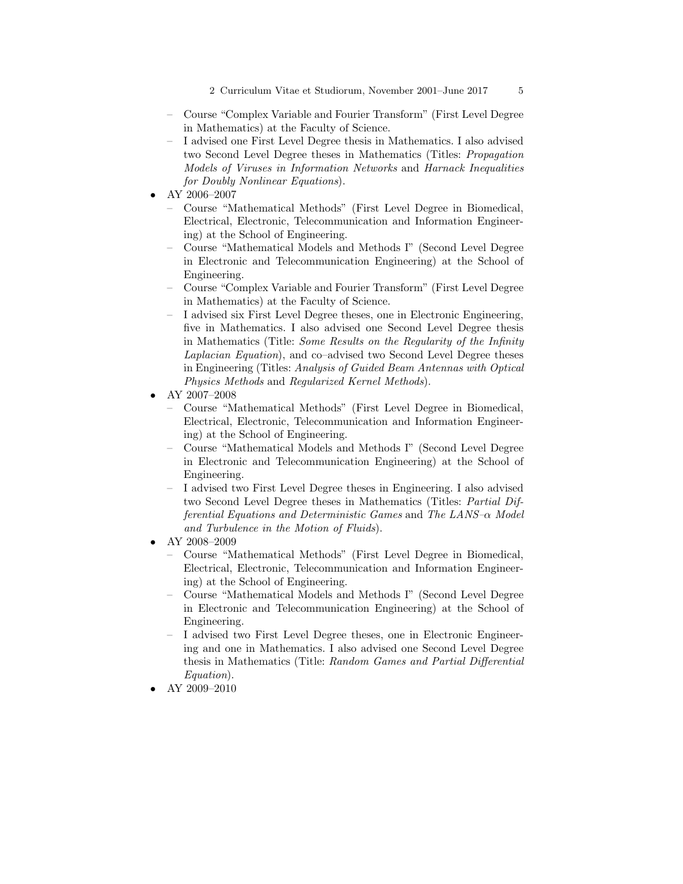- Course "Complex Variable and Fourier Transform" (First Level Degree in Mathematics) at the Faculty of Science.
  - I advised one First Level Degree thesis in Mathematics. I also advised two Second Level Degree theses in Mathematics (Titles: *Propagation Models of Viruses in Information Networks* and *Harnack Inequalities for Doubly Nonlinear Equations*).
- AY 2006–2007
  - Course "Mathematical Methods" (First Level Degree in Biomedical, Electrical, Electronic, Telecommunication and Information Engineering) at the School of Engineering.
  - Course "Mathematical Models and Methods I" (Second Level Degree in Electronic and Telecommunication Engineering) at the School of Engineering.
  - Course "Complex Variable and Fourier Transform" (First Level Degree in Mathematics) at the Faculty of Science.
  - I advised six First Level Degree theses, one in Electronic Engineering, five in Mathematics. I also advised one Second Level Degree thesis in Mathematics (Title: *Some Results on the Regularity of the Infinity Laplacian Equation*), and co–advised two Second Level Degree theses in Engineering (Titles: *Analysis of Guided Beam Antennas with Optical Physics Methods* and *Regularized Kernel Methods*).
- AY 2007–2008
  - Course "Mathematical Methods" (First Level Degree in Biomedical, Electrical, Electronic, Telecommunication and Information Engineering) at the School of Engineering.
  - Course "Mathematical Models and Methods I" (Second Level Degree in Electronic and Telecommunication Engineering) at the School of Engineering.
  - I advised two First Level Degree theses in Engineering. I also advised two Second Level Degree theses in Mathematics (Titles: *Partial Differential Equations and Deterministic Games* and *The LANS–$\alpha$ Model and Turbulence in the Motion of Fluids*).
- AY 2008–2009
  - Course "Mathematical Methods" (First Level Degree in Biomedical, Electrical, Electronic, Telecommunication and Information Engineering) at the School of Engineering.
  - Course "Mathematical Models and Methods I" (Second Level Degree in Electronic and Telecommunication Engineering) at the School of Engineering.
  - I advised two First Level Degree theses, one in Electronic Engineering and one in Mathematics. I also advised one Second Level Degree thesis in Mathematics (Title: *Random Games and Partial Differential Equation*).
- AY 2009–2010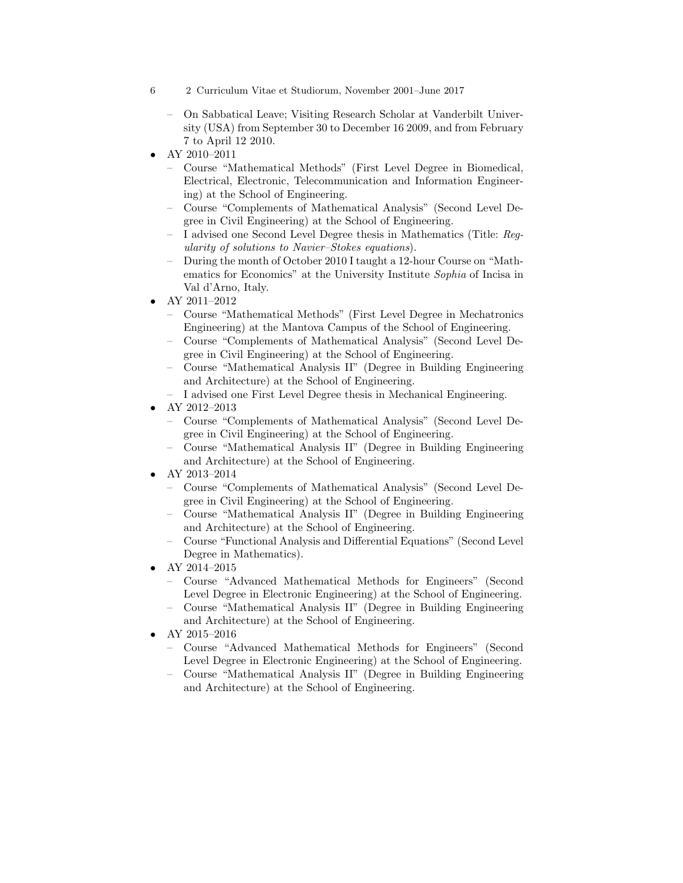- On Sabbatical Leave; Visiting Research Scholar at Vanderbilt University (USA) from September 30 to December 16 2009, and from February 7 to April 12 2010.
- AY 2010–2011
  - Course "Mathematical Methods" (First Level Degree in Biomedical, Electrical, Electronic, Telecommunication and Information Engineering) at the School of Engineering.
  - Course "Complements of Mathematical Analysis" (Second Level Degree in Civil Engineering) at the School of Engineering.
  - I advised one Second Level Degree thesis in Mathematics (Title: *Regularity of solutions to Navier–Stokes equations*).
  - During the month of October 2010 I taught a 12-hour Course on "Mathematics for Economics" at the University Institute *Sophia* of Incisa in Val d'Arno, Italy.
- AY 2011–2012
  - Course "Mathematical Methods" (First Level Degree in Mechatronics Engineering) at the Mantova Campus of the School of Engineering.
  - Course "Complements of Mathematical Analysis" (Second Level Degree in Civil Engineering) at the School of Engineering.
  - Course "Mathematical Analysis II" (Degree in Building Engineering and Architecture) at the School of Engineering.
  - I advised one First Level Degree thesis in Mechanical Engineering.
- AY 2012–2013
  - Course "Complements of Mathematical Analysis" (Second Level Degree in Civil Engineering) at the School of Engineering.
  - Course "Mathematical Analysis II" (Degree in Building Engineering and Architecture) at the School of Engineering.
- AY 2013–2014
  - Course "Complements of Mathematical Analysis" (Second Level Degree in Civil Engineering) at the School of Engineering.
  - Course "Mathematical Analysis II" (Degree in Building Engineering and Architecture) at the School of Engineering.
  - Course "Functional Analysis and Differential Equations" (Second Level Degree in Mathematics).
- AY 2014–2015
  - Course "Advanced Mathematical Methods for Engineers" (Second Level Degree in Electronic Engineering) at the School of Engineering.
  - Course "Mathematical Analysis II" (Degree in Building Engineering and Architecture) at the School of Engineering.
- AY 2015–2016
  - Course "Advanced Mathematical Methods for Engineers" (Second Level Degree in Electronic Engineering) at the School of Engineering.
  - Course "Mathematical Analysis II" (Degree in Building Engineering and Architecture) at the School of Engineering.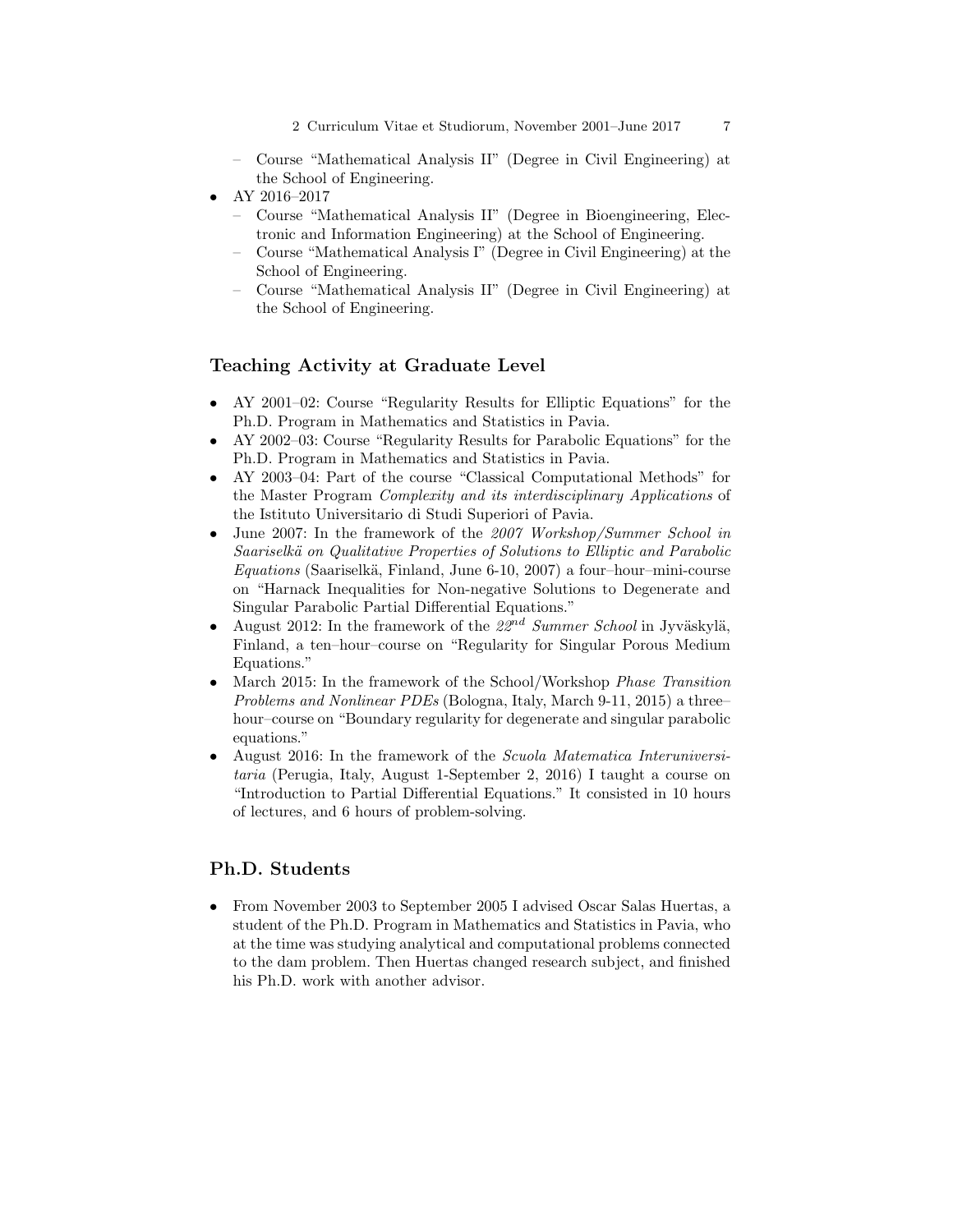- Course "Mathematical Analysis II" (Degree in Civil Engineering) at the School of Engineering.
- AY 2016–2017
  - Course "Mathematical Analysis II" (Degree in Bioengineering, Electronic and Information Engineering) at the School of Engineering.
  - Course "Mathematical Analysis I" (Degree in Civil Engineering) at the School of Engineering.
  - Course "Mathematical Analysis II" (Degree in Civil Engineering) at the School of Engineering.

## Teaching Activity at Graduate Level

- AY 2001–02: Course "Regularity Results for Elliptic Equations" for the Ph.D. Program in Mathematics and Statistics in Pavia.
- AY 2002–03: Course "Regularity Results for Parabolic Equations" for the Ph.D. Program in Mathematics and Statistics in Pavia.
- AY 2003–04: Part of the course "Classical Computational Methods" for the Master Program *Complexity and its interdisciplinary Applications* of the Istituto Universitario di Studi Superiori of Pavia.
- June 2007: In the framework of the *2007 Workshop/Summer School in Saariselkä on Qualitative Properties of Solutions to Elliptic and Parabolic Equations* (Saariselkä, Finland, June 6-10, 2007) a four–hour–mini-course on "Harnack Inequalities for Non-negative Solutions to Degenerate and Singular Parabolic Partial Differential Equations."
- August 2012: In the framework of the *22nd Summer School* in Jyväskylä, Finland, a ten–hour–course on "Regularity for Singular Porous Medium Equations."
- March 2015: In the framework of the School/Workshop *Phase Transition Problems and Nonlinear PDEs* (Bologna, Italy, March 9-11, 2015) a three–hour–course on "Boundary regularity for degenerate and singular parabolic equations."
- August 2016: In the framework of the *Scuola Matematica Interuniversitaria* (Perugia, Italy, August 1-September 2, 2016) I taught a course on "Introduction to Partial Differential Equations." It consisted in 10 hours of lectures, and 6 hours of problem-solving.

## Ph.D. Students

- From November 2003 to September 2005 I advised Oscar Salas Huertas, a student of the Ph.D. Program in Mathematics and Statistics in Pavia, who at the time was studying analytical and computational problems connected to the dam problem. Then Huertas changed research subject, and finished his Ph.D. work with another advisor.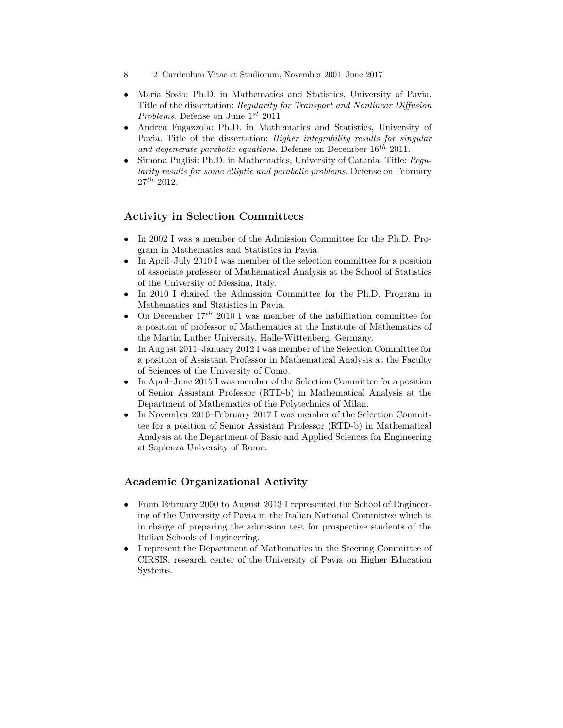- Maria Sosio: Ph.D. in Mathematics and Statistics, University of Pavia. Title of the dissertation: *Regularity for Transport and Nonlinear Diffusion Problems*. Defense on June $1^{st}$ 2011
- Andrea Fugazzola: Ph.D. in Mathematics and Statistics, University of Pavia. Title of the dissertation: *Higher integrability results for singular and degenerate parabolic equations*. Defense on December $16^{th}$ 2011.
- Simona Puglisi: Ph.D. in Mathematics, University of Catania. Title: *Regularity results for some elliptic and parabolic problems*. Defense on February $27^{th}$ 2012.

## Activity in Selection Committees

- In 2002 I was a member of the Admission Committee for the Ph.D. Program in Mathematics and Statistics in Pavia.
- In April–July 2010 I was member of the selection committee for a position of associate professor of Mathematical Analysis at the School of Statistics of the University of Messina, Italy.
- In 2010 I chaired the Admission Committee for the Ph.D. Program in Mathematics and Statistics in Pavia.
- On December $17^{th}$ 2010 I was member of the habilitation committee for a position of professor of Mathematics at the Institute of Mathematics of the Martin Luther University, Halle-Wittenberg, Germany.
- In August 2011–January 2012 I was member of the Selection Committee for a position of Assistant Professor in Mathematical Analysis at the Faculty of Sciences of the University of Como.
- In April–June 2015 I was member of the Selection Committee for a position of Senior Assistant Professor (RTD-b) in Mathematical Analysis at the Department of Mathematics of the Polytechnics of Milan.
- In November 2016–February 2017 I was member of the Selection Committee for a position of Senior Assistant Professor (RTD-b) in Mathematical Analysis at the Department of Basic and Applied Sciences for Engineering at Sapienza University of Rome.

## Academic Organizational Activity

- From February 2000 to August 2013 I represented the School of Engineering of the University of Pavia in the Italian National Committee which is in charge of preparing the admission test for prospective students of the Italian Schools of Engineering.
- I represent the Department of Mathematics in the Steering Committee of CIRSIS, research center of the University of Pavia on Higher Education Systems.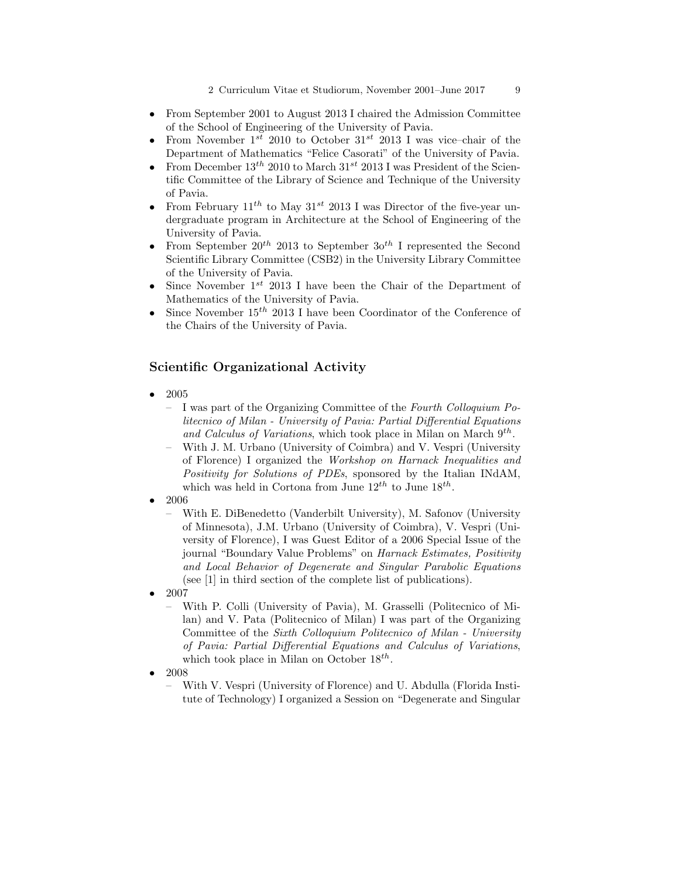- From September 2001 to August 2013 I chaired the Admission Committee of the School of Engineering of the University of Pavia.
- From November $1^{st}$ 2010 to October $31^{st}$ 2013 I was vice–chair of the Department of Mathematics "Felice Casorati" of the University of Pavia.
- From December $13^{th}$ 2010 to March $31^{st}$ 2013 I was President of the Scientific Committee of the Library of Science and Technique of the University of Pavia.
- From February $11^{th}$ to May $31^{st}$ 2013 I was Director of the five-year undergraduate program in Architecture at the School of Engineering of the University of Pavia.
- From September $20^{th}$ 2013 to September $3o^{th}$ I represented the Second Scientific Library Committee (CSB2) in the University Library Committee of the University of Pavia.
- Since November $1^{st}$ 2013 I have been the Chair of the Department of Mathematics of the University of Pavia.
- Since November $15^{th}$ 2013 I have been Coordinator of the Conference of the Chairs of the University of Pavia.

## Scientific Organizational Activity

- 2005
  - I was part of the Organizing Committee of the *Fourth Colloquium Politecnico of Milan - University of Pavia: Partial Differential Equations and Calculus of Variations*, which took place in Milan on March $9^{th}$.
  - With J. M. Urbano (University of Coimbra) and V. Vespri (University of Florence) I organized the *Workshop on Harnack Inequalities and Positivity for Solutions of PDEs*, sponsored by the Italian INdAM, which was held in Cortona from June $12^{th}$ to June $18^{th}$.
- 2006
  - With E. DiBenedetto (Vanderbilt University), M. Safonov (University of Minnesota), J.M. Urbano (University of Coimbra), V. Vespri (University of Florence), I was Guest Editor of a 2006 Special Issue of the journal "Boundary Value Problems" on *Harnack Estimates, Positivity and Local Behavior of Degenerate and Singular Parabolic Equations* (see [1] in third section of the complete list of publications).
- 2007
  - With P. Colli (University of Pavia), M. Grasselli (Politecnico of Milan) and V. Pata (Politecnico of Milan) I was part of the Organizing Committee of the *Sixth Colloquium Politecnico of Milan - University of Pavia: Partial Differential Equations and Calculus of Variations*, which took place in Milan on October $18^{th}$.
- 2008
  - With V. Vespri (University of Florence) and U. Abdulla (Florida Institute of Technology) I organized a Session on "Degenerate and Singular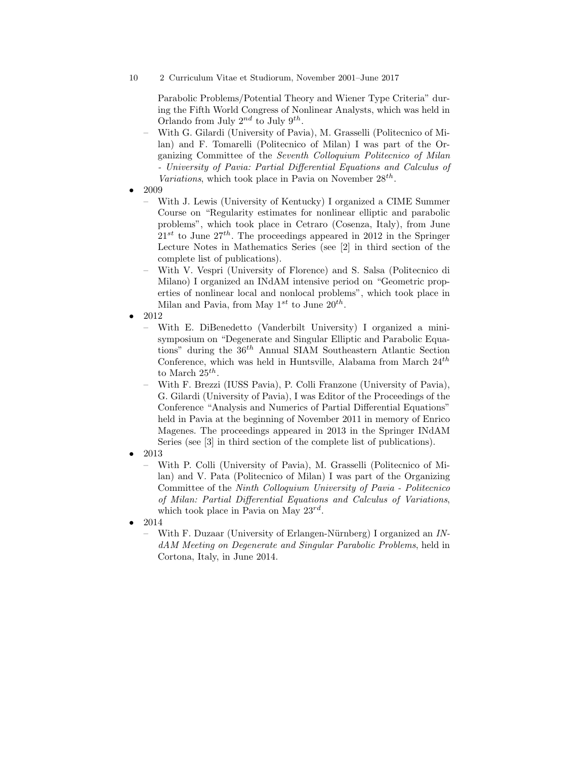Parabolic Problems/Potential Theory and Wiener Type Criteria" during the Fifth World Congress of Nonlinear Analysts, which was held in Orlando from July $2^{nd}$ to July $9^{th}$.
  - With G. Gilardi (University of Pavia), M. Grasselli (Politecnico of Milan) and F. Tomarelli (Politecnico of Milan) I was part of the Organizing Committee of the *Seventh Colloquium Politecnico of Milan - University of Pavia: Partial Differential Equations and Calculus of Variations*, which took place in Pavia on November $28^{th}$.
- 2009
  - With J. Lewis (University of Kentucky) I organized a CIME Summer Course on "Regularity estimates for nonlinear elliptic and parabolic problems", which took place in Cetraro (Cosenza, Italy), from June $21^{st}$ to June $27^{th}$. The proceedings appeared in 2012 in the Springer Lecture Notes in Mathematics Series (see [2] in third section of the complete list of publications).
  - With V. Vespri (University of Florence) and S. Salsa (Politecnico di Milano) I organized an INdAM intensive period on "Geometric properties of nonlinear local and nonlocal problems", which took place in Milan and Pavia, from May $1^{st}$ to June $20^{th}$.
- 2012
  - With E. DiBenedetto (Vanderbilt University) I organized a minisymposium on "Degenerate and Singular Elliptic and Parabolic Equations" during the $36^{th}$ Annual SIAM Southeastern Atlantic Section Conference, which was held in Huntsville, Alabama from March $24^{th}$ to March $25^{th}$.
  - With F. Brezzi (IUSS Pavia), P. Colli Franzone (University of Pavia), G. Gilardi (University of Pavia), I was Editor of the Proceedings of the Conference "Analysis and Numerics of Partial Differential Equations" held in Pavia at the beginning of November 2011 in memory of Enrico Magenes. The proceedings appeared in 2013 in the Springer INdAM Series (see [3] in third section of the complete list of publications).
- 2013
  - With P. Colli (University of Pavia), M. Grasselli (Politecnico of Milan) and V. Pata (Politecnico of Milan) I was part of the Organizing Committee of the *Ninth Colloquium University of Pavia - Politecnico of Milan: Partial Differential Equations and Calculus of Variations*, which took place in Pavia on May $23^{rd}$.
- 2014
  - With F. Duzaar (University of Erlangen-Nürnberg) I organized an *INdAM Meeting on Degenerate and Singular Parabolic Problems*, held in Cortona, Italy, in June 2014.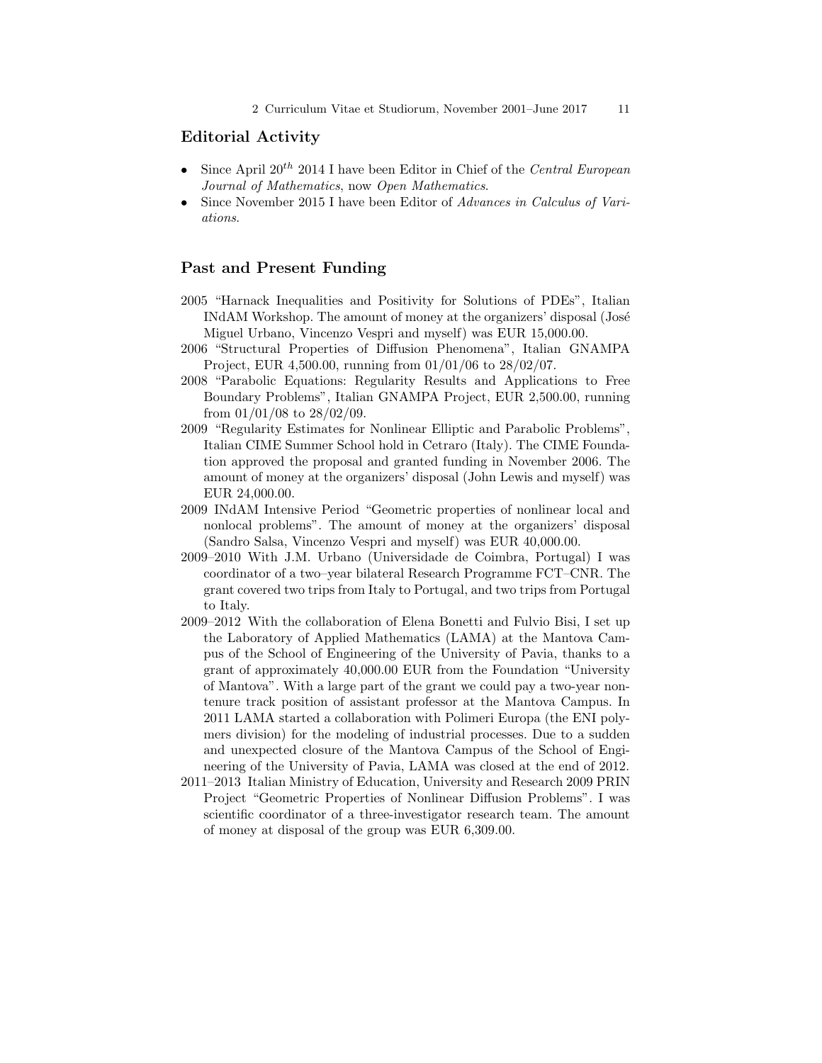## Editorial Activity

- Since April $20^{th}$ 2014 I have been Editor in Chief of the *Central European Journal of Mathematics*, now *Open Mathematics*.
- Since November 2015 I have been Editor of *Advances in Calculus of Variations*.

## Past and Present Funding

2005 "Harnack Inequalities and Positivity for Solutions of PDEs", Italian INdAM Workshop. The amount of money at the organizers' disposal (José Miguel Urbano, Vincenzo Vespri and myself) was EUR 15,000.00.

2006 "Structural Properties of Diffusion Phenomena", Italian GNAMPA Project, EUR 4,500.00, running from 01/01/06 to 28/02/07.

2008 "Parabolic Equations: Regularity Results and Applications to Free Boundary Problems", Italian GNAMPA Project, EUR 2,500.00, running from 01/01/08 to 28/02/09.

2009 "Regularity Estimates for Nonlinear Elliptic and Parabolic Problems", Italian CIME Summer School hold in Cetraro (Italy). The CIME Foundation approved the proposal and granted funding in November 2006. The amount of money at the organizers' disposal (John Lewis and myself) was EUR 24,000.00.

2009 INdAM Intensive Period "Geometric properties of nonlinear local and nonlocal problems". The amount of money at the organizers' disposal (Sandro Salsa, Vincenzo Vespri and myself) was EUR 40,000.00.

2009–2010 With J.M. Urbano (Universidade de Coimbra, Portugal) I was coordinator of a two–year bilateral Research Programme FCT–CNR. The grant covered two trips from Italy to Portugal, and two trips from Portugal to Italy.

2009–2012 With the collaboration of Elena Bonetti and Fulvio Bisi, I set up the Laboratory of Applied Mathematics (LAMA) at the Mantova Campus of the School of Engineering of the University of Pavia, thanks to a grant of approximately 40,000.00 EUR from the Foundation "University of Mantova". With a large part of the grant we could pay a two-year non-tenure track position of assistant professor at the Mantova Campus. In 2011 LAMA started a collaboration with Polimeri Europa (the ENI polymers division) for the modeling of industrial processes. Due to a sudden and unexpected closure of the Mantova Campus of the School of Engineering of the University of Pavia, LAMA was closed at the end of 2012.

2011–2013 Italian Ministry of Education, University and Research 2009 PRIN Project "Geometric Properties of Nonlinear Diffusion Problems". I was scientific coordinator of a three-investigator research team. The amount of money at disposal of the group was EUR 6,309.00.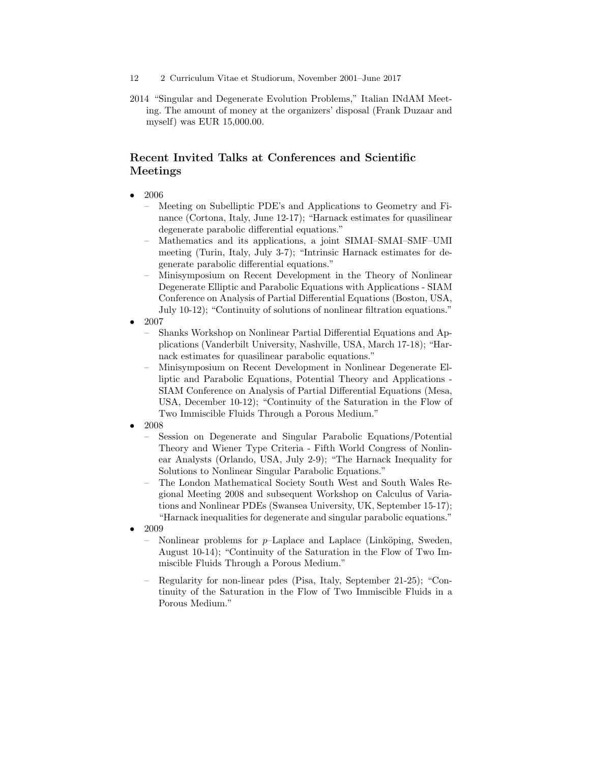2014 “Singular and Degenerate Evolution Problems,” Italian INdAM Meeting. The amount of money at the organizers’ disposal (Frank Duzaar and myself) was EUR 15,000.00.

## Recent Invited Talks at Conferences and Scientific Meetings

- 2006
  - Meeting on Subelliptic PDE’s and Applications to Geometry and Finance (Cortona, Italy, June 12-17); “Harnack estimates for quasilinear degenerate parabolic differential equations.”
  - Mathematics and its applications, a joint SIMAI–SMAI–SMF–UMI meeting (Turin, Italy, July 3-7); “Intrinsic Harnack estimates for degenerate parabolic differential equations.”
  - Minisymposium on Recent Development in the Theory of Nonlinear Degenerate Elliptic and Parabolic Equations with Applications - SIAM Conference on Analysis of Partial Differential Equations (Boston, USA, July 10-12); “Continuity of solutions of nonlinear filtration equations.”
- 2007
  - Shanks Workshop on Nonlinear Partial Differential Equations and Applications (Vanderbilt University, Nashville, USA, March 17-18); “Harnack estimates for quasilinear parabolic equations.”
  - Minisymposium on Recent Development in Nonlinear Degenerate Elliptic and Parabolic Equations, Potential Theory and Applications - SIAM Conference on Analysis of Partial Differential Equations (Mesa, USA, December 10-12); “Continuity of the Saturation in the Flow of Two Immiscible Fluids Through a Porous Medium.”
- 2008
  - Session on Degenerate and Singular Parabolic Equations/Potential Theory and Wiener Type Criteria - Fifth World Congress of Nonlinear Analysts (Orlando, USA, July 2-9); “The Harnack Inequality for Solutions to Nonlinear Singular Parabolic Equations.”
  - The London Mathematical Society South West and South Wales Regional Meeting 2008 and subsequent Workshop on Calculus of Variations and Nonlinear PDEs (Swansea University, UK, September 15-17); “Harnack inequalities for degenerate and singular parabolic equations.”
- 2009
  - Nonlinear problems for $p$–Laplace and Laplace (Linköping, Sweden, August 10-14); “Continuity of the Saturation in the Flow of Two Immiscible Fluids Through a Porous Medium.”
  - Regularity for non-linear pdes (Pisa, Italy, September 21-25); “Continuity of the Saturation in the Flow of Two Immiscible Fluids in a Porous Medium.”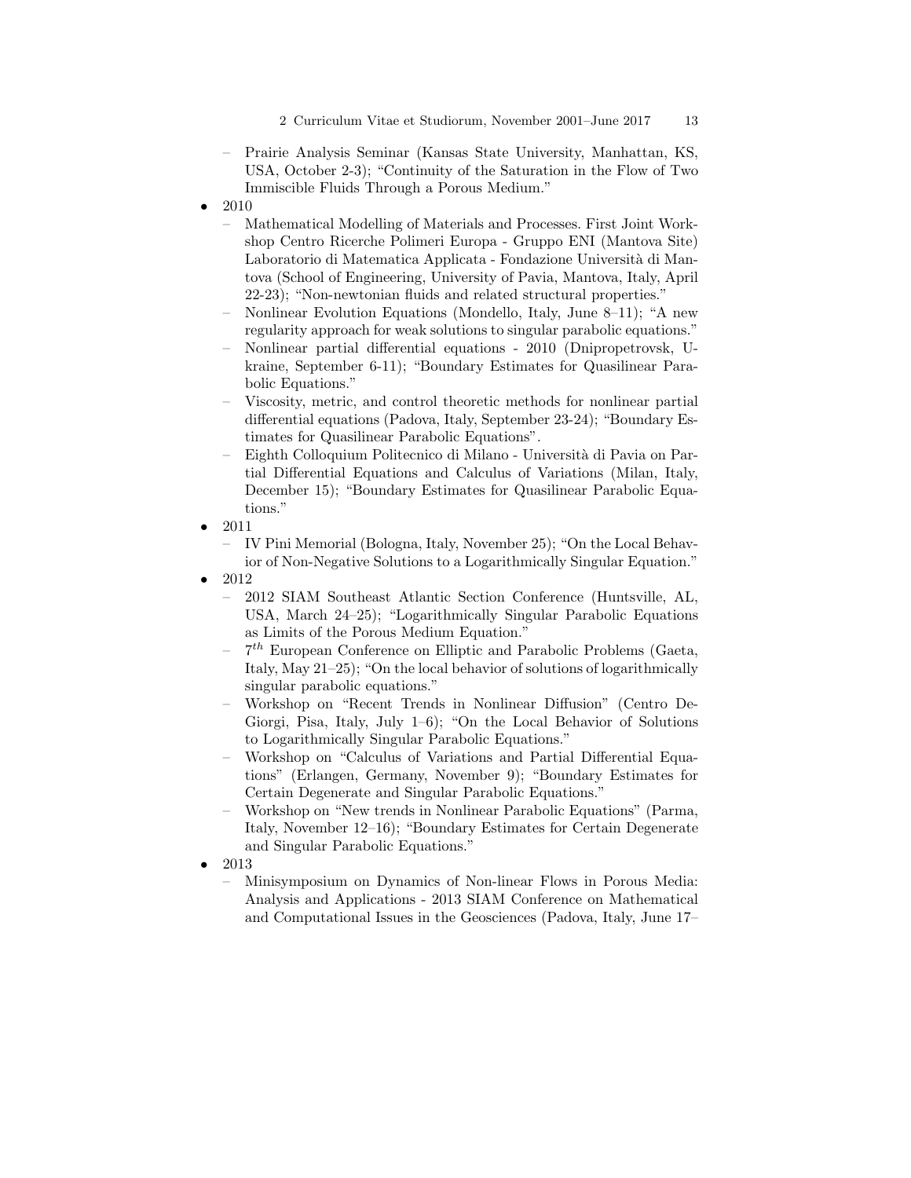- Prairie Analysis Seminar (Kansas State University, Manhattan, KS, USA, October 2-3); "Continuity of the Saturation in the Flow of Two Immiscible Fluids Through a Porous Medium."

- 2010
  - Mathematical Modelling of Materials and Processes. First Joint Workshop Centro Ricerche Polimeri Europa - Gruppo ENI (Mantova Site) Laboratorio di Matematica Applicata - Fondazione Università di Mantova (School of Engineering, University of Pavia, Mantova, Italy, April 22-23); "Non-newtonian fluids and related structural properties."
  - Nonlinear Evolution Equations (Mondello, Italy, June 8–11); "A new regularity approach for weak solutions to singular parabolic equations."
  - Nonlinear partial differential equations - 2010 (Dnipropetrovsk, Ukraine, September 6-11); "Boundary Estimates for Quasilinear Parabolic Equations."
  - Viscosity, metric, and control theoretic methods for nonlinear partial differential equations (Padova, Italy, September 23-24); "Boundary Estimates for Quasilinear Parabolic Equations".
  - Eighth Colloquium Politecnico di Milano - Università di Pavia on Partial Differential Equations and Calculus of Variations (Milan, Italy, December 15); "Boundary Estimates for Quasilinear Parabolic Equations."

- 2011
  - IV Pini Memorial (Bologna, Italy, November 25); "On the Local Behavior of Non-Negative Solutions to a Logarithmically Singular Equation."

- 2012
  - 2012 SIAM Southeast Atlantic Section Conference (Huntsville, AL, USA, March 24–25); "Logarithmically Singular Parabolic Equations as Limits of the Porous Medium Equation."
  - $7^{th}$ European Conference on Elliptic and Parabolic Problems (Gaeta, Italy, May 21–25); "On the local behavior of solutions of logarithmically singular parabolic equations."
  - Workshop on "Recent Trends in Nonlinear Diffusion" (Centro De-Giorgi, Pisa, Italy, July 1–6); "On the Local Behavior of Solutions to Logarithmically Singular Parabolic Equations."
  - Workshop on "Calculus of Variations and Partial Differential Equations" (Erlangen, Germany, November 9); "Boundary Estimates for Certain Degenerate and Singular Parabolic Equations."
  - Workshop on "New trends in Nonlinear Parabolic Equations" (Parma, Italy, November 12–16); "Boundary Estimates for Certain Degenerate and Singular Parabolic Equations."

- 2013
  - Minisymposium on Dynamics of Non-linear Flows in Porous Media: Analysis and Applications - 2013 SIAM Conference on Mathematical and Computational Issues in the Geosciences (Padova, Italy, June 17–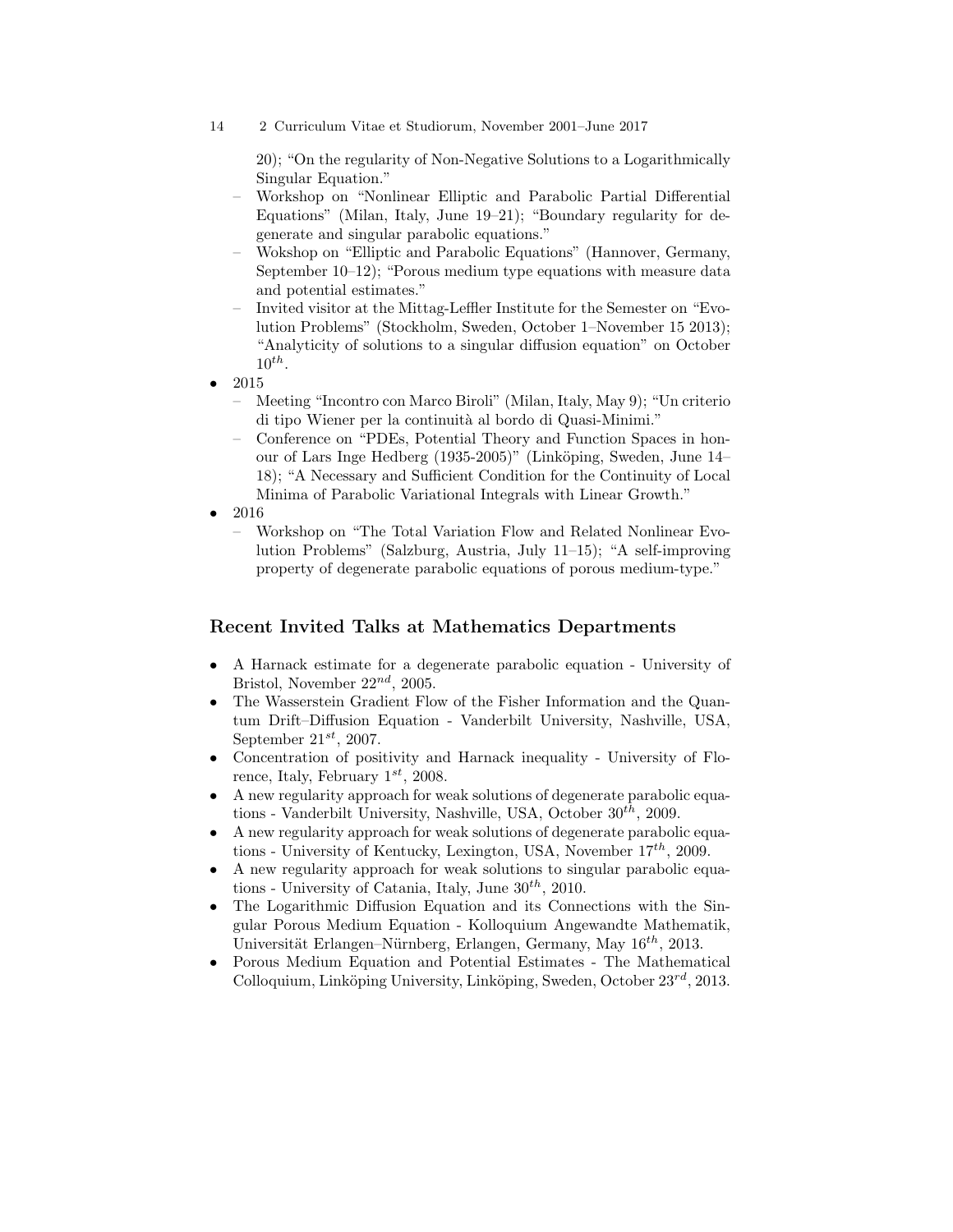20); “On the regularity of Non-Negative Solutions to a Logarithmically Singular Equation.”
  - Workshop on “Nonlinear Elliptic and Parabolic Partial Differential Equations” (Milan, Italy, June 19–21); “Boundary regularity for degenerate and singular parabolic equations.”
  - Wokshop on “Elliptic and Parabolic Equations” (Hannover, Germany, September 10–12); “Porous medium type equations with measure data and potential estimates.”
  - Invited visitor at the Mittag-Leffler Institute for the Semester on “Evolution Problems” (Stockholm, Sweden, October 1–November 15 2013); “Analyticity of solutions to a singular diffusion equation” on October $10^{th}$.
- 2015
  - Meeting “Incontro con Marco Biroli” (Milan, Italy, May 9); “Un criterio di tipo Wiener per la continuità al bordo di Quasi-Minimi.”
  - Conference on “PDEs, Potential Theory and Function Spaces in honour of Lars Inge Hedberg (1935-2005)” (Linköping, Sweden, June 14–18); “A Necessary and Sufficient Condition for the Continuity of Local Minima of Parabolic Variational Integrals with Linear Growth.”
- 2016
  - Workshop on “The Total Variation Flow and Related Nonlinear Evolution Problems” (Salzburg, Austria, July 11–15); “A self-improving property of degenerate parabolic equations of porous medium-type.”

## Recent Invited Talks at Mathematics Departments

- A Harnack estimate for a degenerate parabolic equation - University of Bristol, November $22^{nd}$, 2005.
- The Wasserstein Gradient Flow of the Fisher Information and the Quantum Drift–Diffusion Equation - Vanderbilt University, Nashville, USA, September $21^{st}$, 2007.
- Concentration of positivity and Harnack inequality - University of Florence, Italy, February $1^{st}$, 2008.
- A new regularity approach for weak solutions of degenerate parabolic equations - Vanderbilt University, Nashville, USA, October $30^{th}$, 2009.
- A new regularity approach for weak solutions of degenerate parabolic equations - University of Kentucky, Lexington, USA, November $17^{th}$, 2009.
- A new regularity approach for weak solutions to singular parabolic equations - University of Catania, Italy, June $30^{th}$, 2010.
- The Logarithmic Diffusion Equation and its Connections with the Singular Porous Medium Equation - Kolloquium Angewandte Mathematik, Universität Erlangen–Nürnberg, Erlangen, Germany, May $16^{th}$, 2013.
- Porous Medium Equation and Potential Estimates - The Mathematical Colloquium, Linköping University, Linköping, Sweden, October $23^{rd}$, 2013.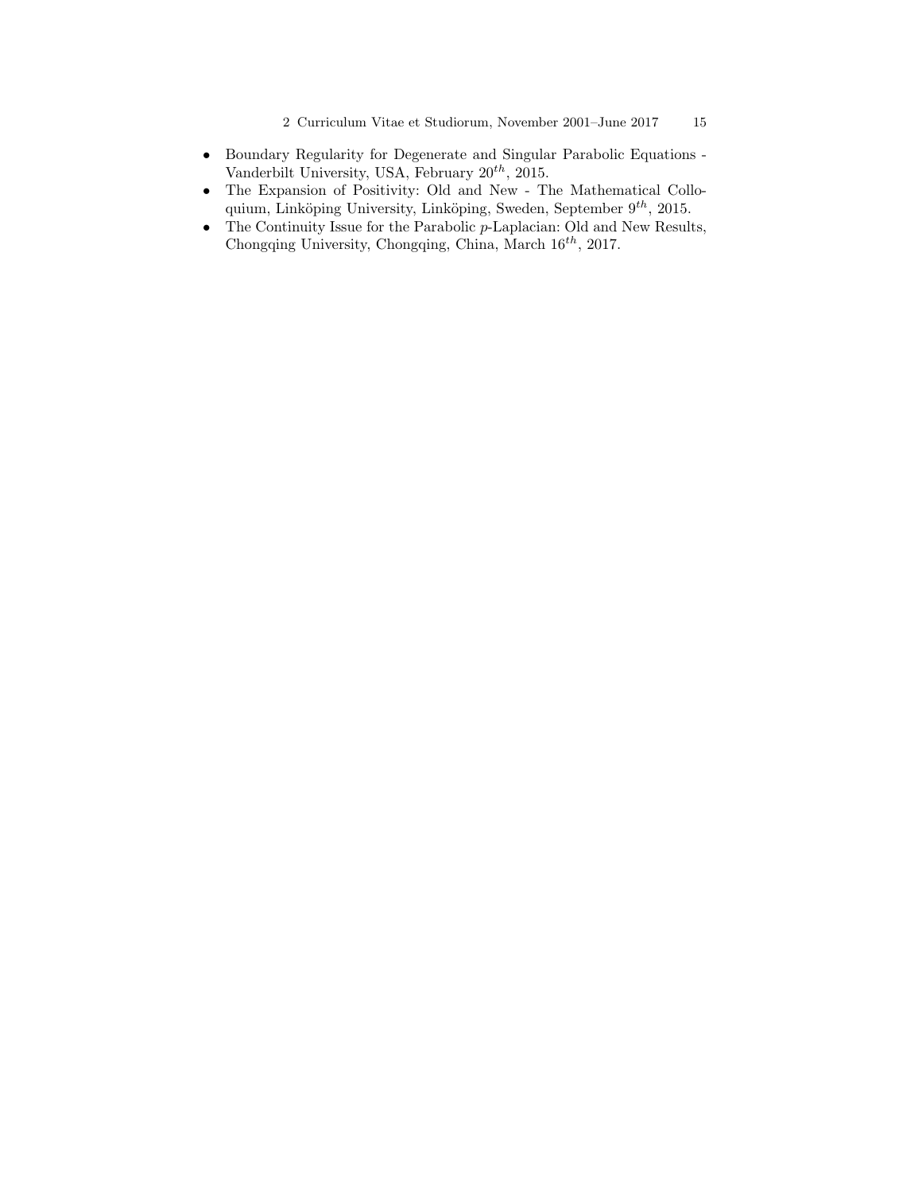- Boundary Regularity for Degenerate and Singular Parabolic Equations - Vanderbilt University, USA, February $20^{th}$, 2015.
- The Expansion of Positivity: Old and New - The Mathematical Colloquium, Linköping University, Linköping, Sweden, September $9^{th}$, 2015.
- The Continuity Issue for the Parabolic $p$-Laplacian: Old and New Results, Chongqing University, Chongqing, China, March $16^{th}$, 2017.